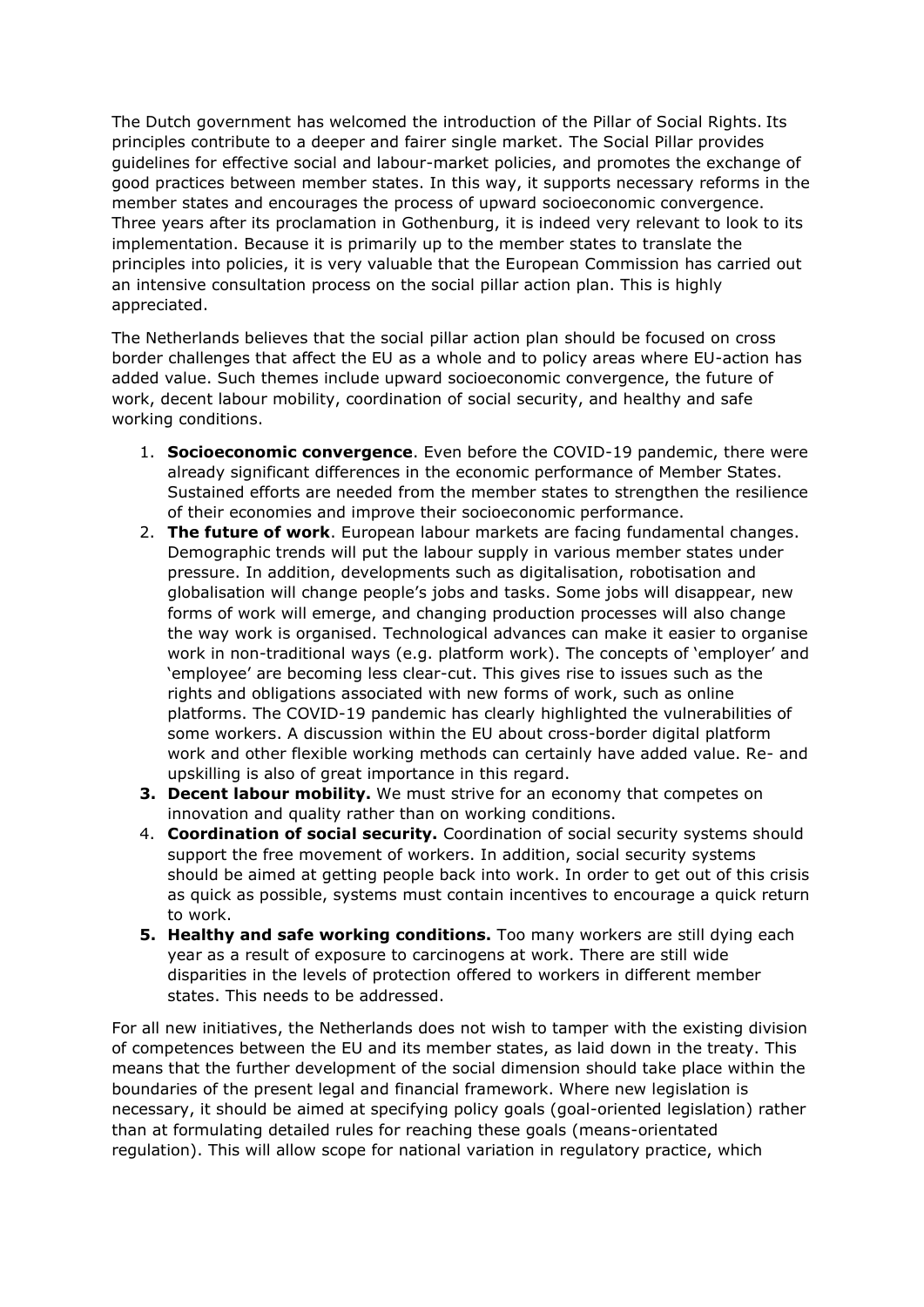The Dutch government has welcomed the introduction of the Pillar of Social Rights. Its principles contribute to a deeper and fairer single market. The Social Pillar provides guidelines for effective social and labour-market policies, and promotes the exchange of good practices between member states. In this way, it supports necessary reforms in the member states and encourages the process of upward socioeconomic convergence. Three years after its proclamation in Gothenburg, it is indeed very relevant to look to its implementation. Because it is primarily up to the member states to translate the principles into policies, it is very valuable that the European Commission has carried out an intensive consultation process on the social pillar action plan. This is highly appreciated.

The Netherlands believes that the social pillar action plan should be focused on cross border challenges that affect the EU as a whole and to policy areas where EU-action has added value. Such themes include upward socioeconomic convergence, the future of work, decent labour mobility, coordination of social security, and healthy and safe working conditions.

1. **Socioeconomic convergence**. Even before the COVID-19 pandemic, there were already significant differences in the economic performance of Member States. Sustained efforts are needed from the member states to strengthen the resilience of their economies and improve their socioeconomic performance.
2. **The future of work**. European labour markets are facing fundamental changes. Demographic trends will put the labour supply in various member states under pressure. In addition, developments such as digitalisation, robotisation and globalisation will change people's jobs and tasks. Some jobs will disappear, new forms of work will emerge, and changing production processes will also change the way work is organised. Technological advances can make it easier to organise work in non-traditional ways (e.g. platform work). The concepts of 'employer' and 'employee' are becoming less clear-cut. This gives rise to issues such as the rights and obligations associated with new forms of work, such as online platforms. The COVID-19 pandemic has clearly highlighted the vulnerabilities of some workers. A discussion within the EU about cross-border digital platform work and other flexible working methods can certainly have added value. Re- and upskilling is also of great importance in this regard.
3. **Decent labour mobility.** We must strive for an economy that competes on innovation and quality rather than on working conditions.
4. **Coordination of social security.** Coordination of social security systems should support the free movement of workers. In addition, social security systems should be aimed at getting people back into work. In order to get out of this crisis as quick as possible, systems must contain incentives to encourage a quick return to work.
5. **Healthy and safe working conditions.** Too many workers are still dying each year as a result of exposure to carcinogens at work. There are still wide disparities in the levels of protection offered to workers in different member states. This needs to be addressed.

For all new initiatives, the Netherlands does not wish to tamper with the existing division of competences between the EU and its member states, as laid down in the treaty. This means that the further development of the social dimension should take place within the boundaries of the present legal and financial framework. Where new legislation is necessary, it should be aimed at specifying policy goals (goal-oriented legislation) rather than at formulating detailed rules for reaching these goals (means-orientated regulation). This will allow scope for national variation in regulatory practice, which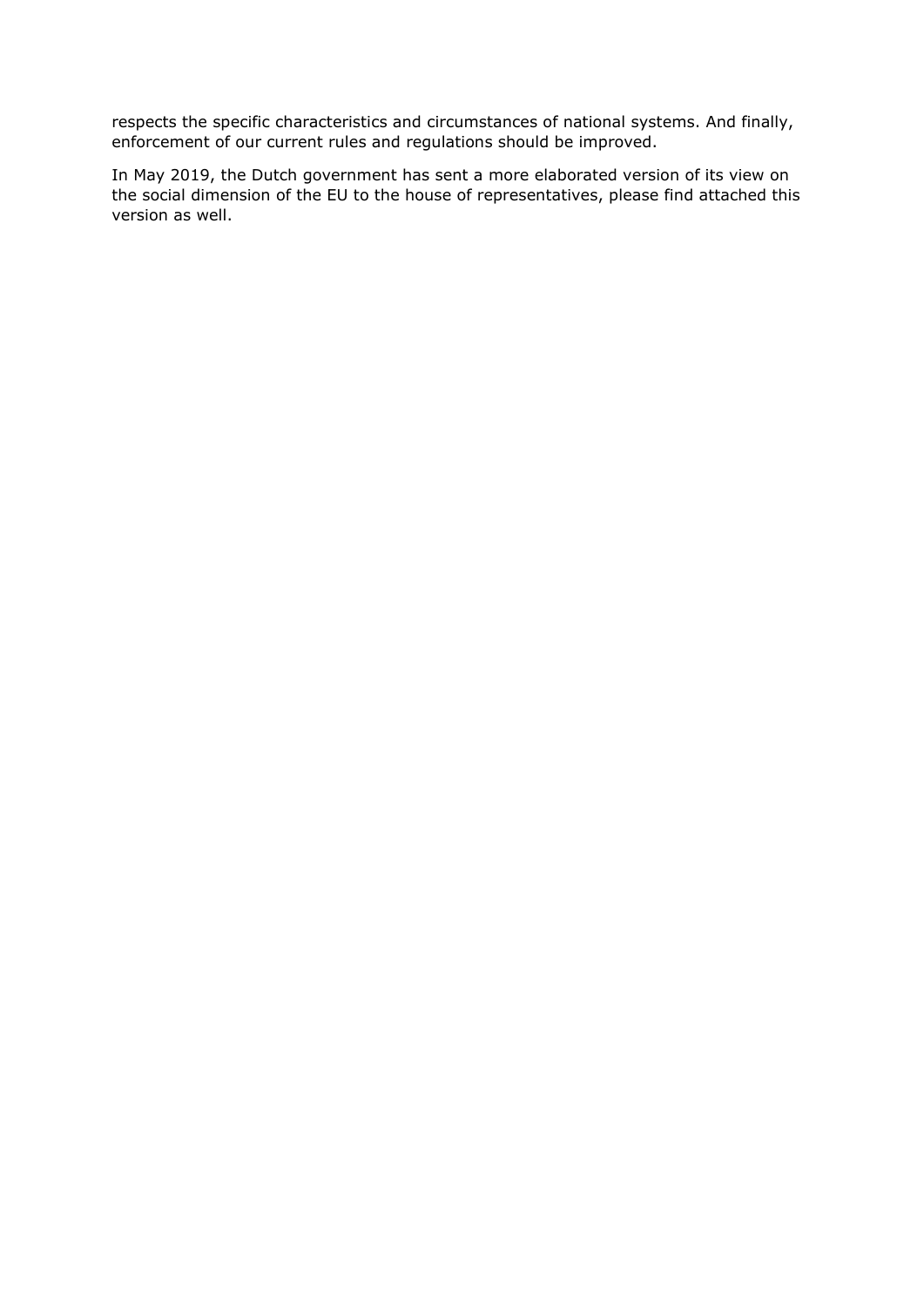respects the specific characteristics and circumstances of national systems. And finally, enforcement of our current rules and regulations should be improved.

In May 2019, the Dutch government has sent a more elaborated version of its view on the social dimension of the EU to the house of representatives, please find attached this version as well.